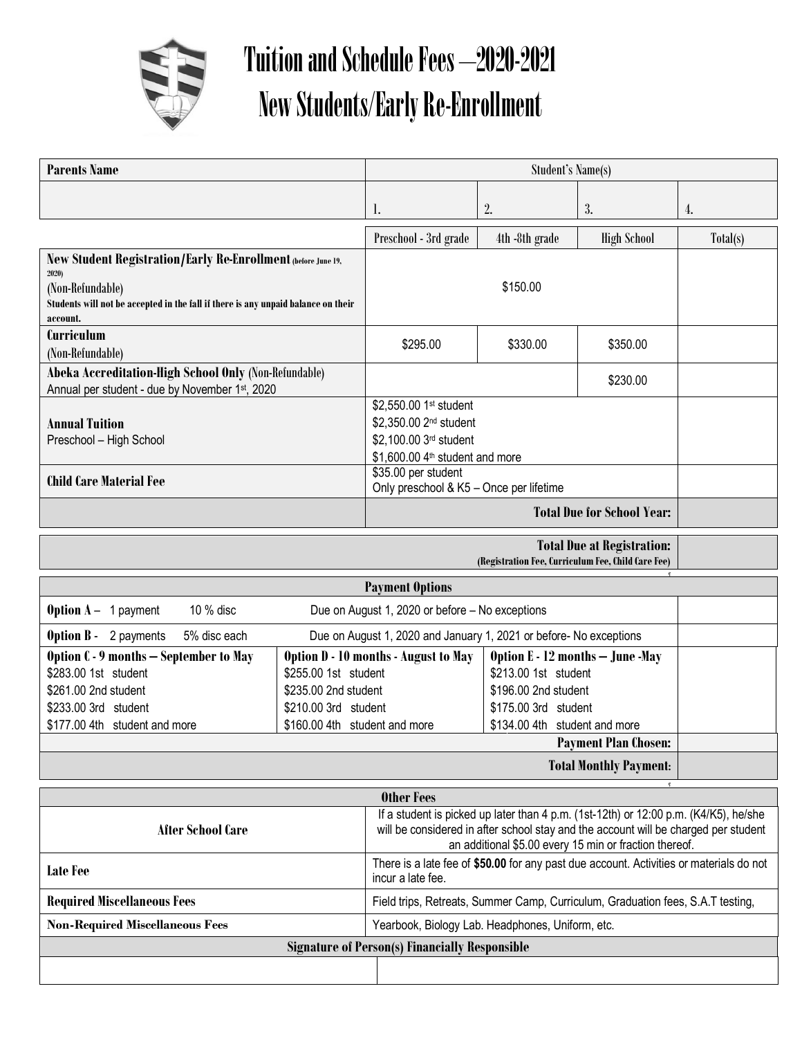# Tuition and Schedule Fees –2020-2021
# New Students/Early Re-Enrollment

| Parents Name | Student's Name(s) | | | |
|---|---|---|---|---|
| | 1. | 2. | 3. | 4. |

| | Preschool - 3rd grade | 4th -8th grade | High School | Total(s) |
|---|---|---|---|---|
| **New Student Registration/Early Re-Enrollment** (before June 19, 2020) (Non-Refundable) **Students will not be accepted in the fall if there is any unpaid balance on their account.** | $150.00 | | | |
| **Curriculum** (Non-Refundable) | $295.00 | $330.00 | $350.00 | |
| **Abeka Accreditation-High School Only** (Non-Refundable) Annual per student - due by November 1st, 2020 | | | $230.00 | |
| **Annual Tuition** Preschool – High School | $2,550.00 1st student<br>$2,350.00 2nd student<br>$2,100.00 3rd student<br>$1,600.00 4th student and more | | | |
| **Child Care Material Fee** | $35.00 per student<br>Only preschool & K5 – Once per lifetime | | | |
| | | | **Total Due for School Year:** | |
| | | | **Total Due at Registration:** (Registration Fee, Curriculum Fee, Child Care Fee) | |

| Payment Options | | | |
|---|---|---|---|
| **Option A** – 1 payment 10 % disc | Due on August 1, 2020 or before – No exceptions | | |
| **Option B** - 2 payments 5% disc each | Due on August 1, 2020 and January 1, 2021 or before- No exceptions | | |
| **Option C - 9 months – September to May**<br>$283.00 1st student<br>$261.00 2nd student<br>$233.00 3rd student<br>$177.00 4th student and more | **Option D - 10 months - August to May**<br>$255.00 1st student<br>$235.00 2nd student<br>$210.00 3rd student<br>$160.00 4th student and more | **Option E - 12 months – June -May**<br>$213.00 1st student<br>$196.00 2nd student<br>$175.00 3rd student<br>$134.00 4th student and more | |
| | | **Payment Plan Chosen:** | |
| | | **Total Monthly Payment:** | |

| Other Fees | |
|---|---|
| **After School Care** | If a student is picked up later than 4 p.m. (1st-12th) or 12:00 p.m. (K4/K5), he/she will be considered in after school stay and the account will be charged per student an additional $5.00 every 15 min or fraction thereof. |
| **Late Fee** | There is a late fee of **$50.00** for any past due account. Activities or materials do not incur a late fee. |
| **Required Miscellaneous Fees** | Field trips, Retreats, Summer Camp, Curriculum, Graduation fees, S.A.T testing, |
| **Non-Required Miscellaneous Fees** | Yearbook, Biology Lab. Headphones, Uniform, etc. |

| Signature of Person(s) Financially Responsible | |
|---|---|
| | |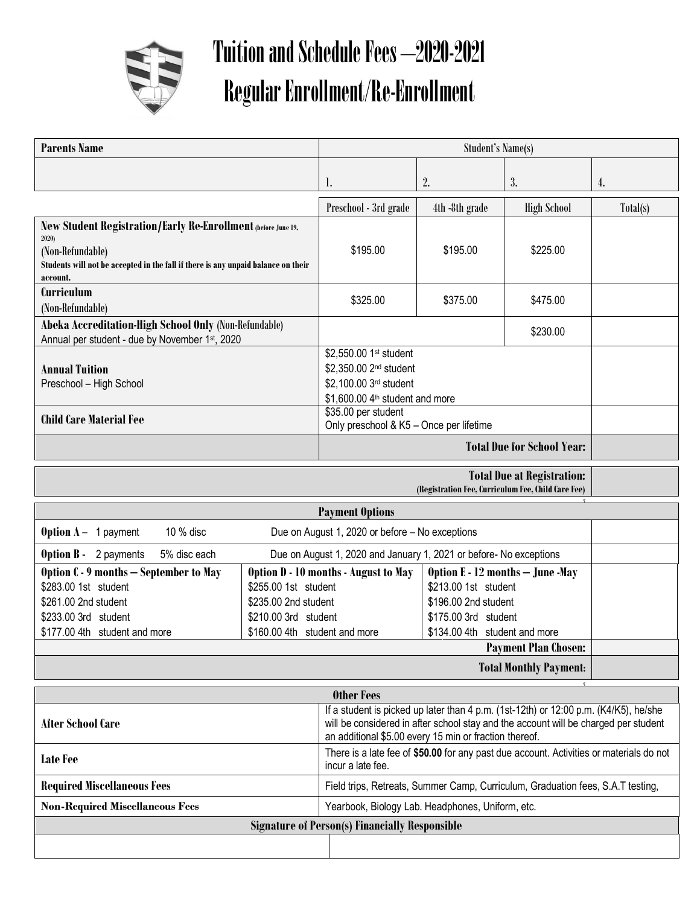# Tuition and Schedule Fees – 2020-2021
# Regular Enrollment/Re-Enrollment

| Parents Name | Student's Name(s) | | | |
|---|---|---|---|---|
| | 1. | 2. | 3. | 4. |

| | Preschool - 3rd grade | 4th -8th grade | High School | Total(s) |
|---|---|---|---|---|
| **New Student Registration/Early Re-Enrollment** (before June 19, 2020) (Non-Refundable) **Students will not be accepted in the fall if there is any unpaid balance on their account.** | $195.00 | $195.00 | $225.00 | |
| **Curriculum** (Non-Refundable) | $325.00 | $375.00 | $475.00 | |
| **Abeka Accreditation-High School Only** (Non-Refundable) Annual per student - due by November 1st, 2020 | | | $230.00 | |
| **Annual Tuition** Preschool – High School | $2,550.00 1st student<br>$2,350.00 2nd student<br>$2,100.00 3rd student<br>$1,600.00 4th student and more | | | |
| **Child Care Material Fee** | $35.00 per student<br>Only preschool & K5 – Once per lifetime | | | |
| | | | **Total Due for School Year:** | |

| | |
|---|---|
| **Total Due at Registration:** (Registration Fee, Curriculum Fee, Child Care Fee) | |

| Payment Options | | | |
|---|---|---|---|
| **Option A** – 1 payment 10 % disc | Due on August 1, 2020 or before – No exceptions | | |
| **Option B** - 2 payments 5% disc each | Due on August 1, 2020 and January 1, 2021 or before- No exceptions | | |
| **Option C - 9 months – September to May**<br>$283.00 1st student<br>$261.00 2nd student<br>$233.00 3rd student<br>$177.00 4th student and more | **Option D - 10 months - August to May**<br>$255.00 1st student<br>$235.00 2nd student<br>$210.00 3rd student<br>$160.00 4th student and more | **Option E - 12 months – June -May**<br>$213.00 1st student<br>$196.00 2nd student<br>$175.00 3rd student<br>$134.00 4th student and more | |
| | | **Payment Plan Chosen:** | |
| | | **Total Monthly Payment:** | |

| Other Fees | |
|---|---|
| **After School Care** | If a student is picked up later than 4 p.m. (1st-12th) or 12:00 p.m. (K4/K5), he/she will be considered in after school stay and the account will be charged per student an additional $5.00 every 15 min or fraction thereof. |
| **Late Fee** | There is a late fee of **$50.00** for any past due account. Activities or materials do not incur a late fee. |
| **Required Miscellaneous Fees** | Field trips, Retreats, Summer Camp, Curriculum, Graduation fees, S.A.T testing, |
| **Non-Required Miscellaneous Fees** | Yearbook, Biology Lab. Headphones, Uniform, etc. |

| Signature of Person(s) Financially Responsible | |
|---|---|
| | |